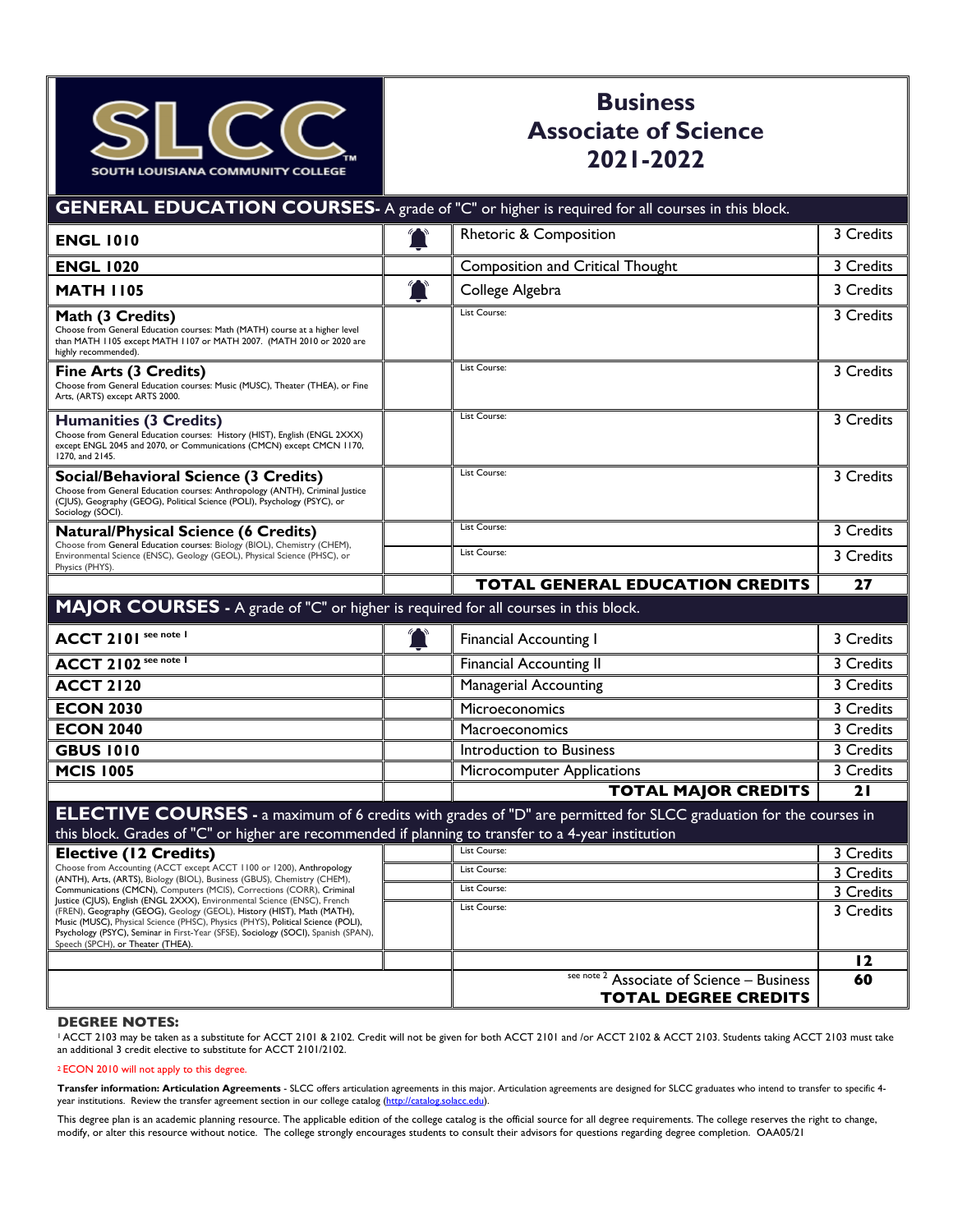SOUTH LOUISIANA COMMUNITY COLLEGE

# Business Associate of Science 2021-2022

## GENERAL EDUCATION COURSES- A grade of "C" or higher is required for all courses in this block.

| Course | | Title | Credits |
|---|---|---|---|
| **ENGL 1010** | 🔔 | Rhetoric & Composition | 3 Credits |
| **ENGL 1020** | | Composition and Critical Thought | 3 Credits |
| **MATH 1105** | 🔔 | College Algebra | 3 Credits |
| **Math (3 Credits)** Choose from General Education courses: Math (MATH) course at a higher level than MATH 1105 except MATH 1107 or MATH 2007. (MATH 2010 or 2020 are highly recommended). | | List Course: | 3 Credits |
| **Fine Arts (3 Credits)** Choose from General Education courses: Music (MUSC), Theater (THEA), or Fine Arts, (ARTS) except ARTS 2000. | | List Course: | 3 Credits |
| **Humanities (3 Credits)** Choose from General Education courses: History (HIST), English (ENGL 2XXX) except ENGL 2045 and 2070, or Communications (CMCN) except CMCN 1170, 1270, and 2145. | | List Course: | 3 Credits |
| **Social/Behavioral Science (3 Credits)** Choose from General Education courses: Anthropology (ANTH), Criminal Justice (CJUS), Geography (GEOG), Political Science (POLI), Psychology (PSYC), or Sociology (SOCI). | | List Course: | 3 Credits |
| **Natural/Physical Science (6 Credits)** Choose from General Education courses: Biology (BIOL), Chemistry (CHEM), Environmental Science (ENSC), Geology (GEOL), Physical Science (PHSC), or Physics (PHYS). | | List Course: | 3 Credits |
| | | List Course: | 3 Credits |
| | | **TOTAL GENERAL EDUCATION CREDITS** | **27** |

## MAJOR COURSES - A grade of "C" or higher is required for all courses in this block.

| Course | | Title | Credits |
|---|---|---|---|
| **ACCT 2101** see note 1 | 🔔 | Financial Accounting I | 3 Credits |
| **ACCT 2102** see note 1 | | Financial Accounting II | 3 Credits |
| **ACCT 2120** | | Managerial Accounting | 3 Credits |
| **ECON 2030** | | Microeconomics | 3 Credits |
| **ECON 2040** | | Macroeconomics | 3 Credits |
| **GBUS 1010** | | Introduction to Business | 3 Credits |
| **MCIS 1005** | | Microcomputer Applications | 3 Credits |
| | | **TOTAL MAJOR CREDITS** | **21** |

## ELECTIVE COURSES - a maximum of 6 credits with grades of "D" are permitted for SLCC graduation for the courses in this block. Grades of "C" or higher are recommended if planning to transfer to a 4-year institution

| Course | | Title | Credits |
|---|---|---|---|
| **Elective (12 Credits)** Choose from Accounting (ACCT except ACCT 1100 or 1200), Anthropology (ANTH), Arts, (ARTS), Biology (BIOL), Business (GBUS), Chemistry (CHEM), Communications (CMCN), Computers (MCIS), Corrections (CORR), Criminal Justice (CJUS), English (ENGL 2XXX), Environmental Science (ENSC), French (FREN), Geography (GEOG), Geology (GEOL), History (HIST), Math (MATH), Music (MUSC), Physical Science (PHSC), Physics (PHYS), Political Science (POLI), Psychology (PSYC), Seminar in First-Year (SFSE), Sociology (SOCI), Spanish (SPAN), Speech (SPCH), or Theater (THEA). | | List Course: | 3 Credits |
| | | List Course: | 3 Credits |
| | | List Course: | 3 Credits |
| | | List Course: | 3 Credits |
| | | | **12** |
| | | see note 2 Associate of Science – Business **TOTAL DEGREE CREDITS** | **60** |

**DEGREE NOTES:**

[1] ACCT 2103 may be taken as a substitute for ACCT 2101 & 2102. Credit will not be given for both ACCT 2101 and /or ACCT 2102 & ACCT 2103. Students taking ACCT 2103 must take an additional 3 credit elective to substitute for ACCT 2101/2102.

[2] ECON 2010 will not apply to this degree.

**Transfer information: Articulation Agreements** - SLCC offers articulation agreements in this major. Articulation agreements are designed for SLCC graduates who intend to transfer to specific 4-year institutions. Review the transfer agreement section in our college catalog (http://catalog.solacc.edu).

This degree plan is an academic planning resource. The applicable edition of the college catalog is the official source for all degree requirements. The college reserves the right to change, modify, or alter this resource without notice. The college strongly encourages students to consult their advisors for questions regarding degree completion. OAA05/21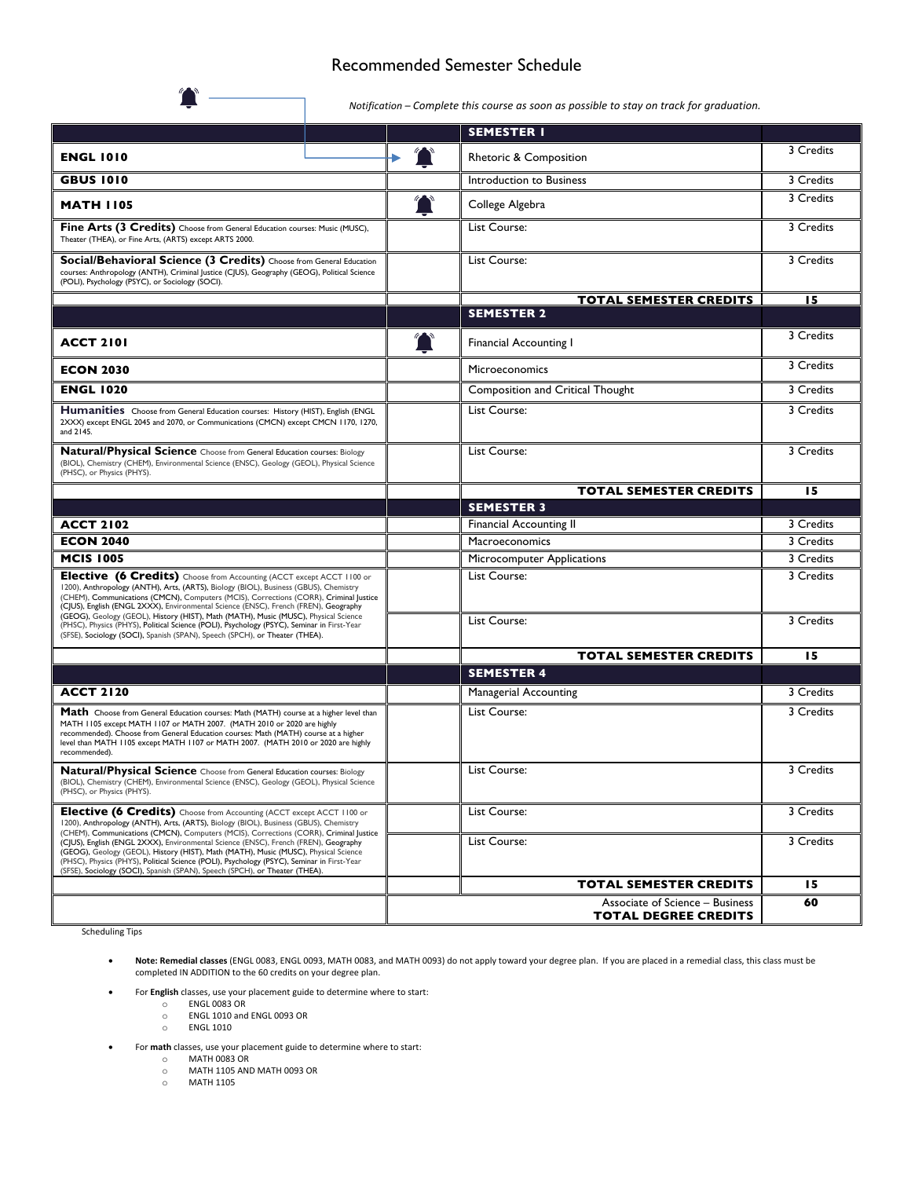# Recommended Semester Schedule

🔔 *Notification – Complete this course as soon as possible to stay on track for graduation.*

| | | | |
|---|---|---|---|
| | | **SEMESTER 1** | |
| **ENGL 1010** | 🔔 | Rhetoric & Composition | 3 Credits |
| **GBUS 1010** | | Introduction to Business | 3 Credits |
| **MATH 1105** | 🔔 | College Algebra | 3 Credits |
| **Fine Arts (3 Credits)** Choose from General Education courses: Music (MUSC), Theater (THEA), or Fine Arts, (ARTS) except ARTS 2000. | | List Course: | 3 Credits |
| **Social/Behavioral Science (3 Credits)** Choose from General Education courses: Anthropology (ANTH), Criminal Justice (CJUS), Geography (GEOG), Political Science (POLI), Psychology (PSYC), or Sociology (SOCI). | | List Course: | 3 Credits |
| | | **TOTAL SEMESTER CREDITS** | **15** |
| | | **SEMESTER 2** | |
| **ACCT 2101** | 🔔 | Financial Accounting I | 3 Credits |
| **ECON 2030** | | Microeconomics | 3 Credits |
| **ENGL 1020** | | Composition and Critical Thought | 3 Credits |
| **Humanities** Choose from General Education courses: History (HIST), English (ENGL 2XXX) except ENGL 2045 and 2070, or Communications (CMCN) except CMCN 1170, 1270, and 2145. | | List Course: | 3 Credits |
| **Natural/Physical Science** Choose from General Education courses: Biology (BIOL), Chemistry (CHEM), Environmental Science (ENSC), Geology (GEOL), Physical Science (PHSC), or Physics (PHYS). | | List Course: | 3 Credits |
| | | **TOTAL SEMESTER CREDITS** | **15** |
| | | **SEMESTER 3** | |
| **ACCT 2102** | | Financial Accounting II | 3 Credits |
| **ECON 2040** | | Macroeconomics | 3 Credits |
| **MCIS 1005** | | Microcomputer Applications | 3 Credits |
| **Elective (6 Credits)** Choose from Accounting (ACCT except ACCT 1100 or 1200), Anthropology (ANTH), Arts, (ARTS), Biology (BIOL), Business (GBUS), Chemistry (CHEM), Communications (CMCN), Computers (MCIS), Corrections (CORR), Criminal Justice (CJUS), English (ENGL 2XXX), Environmental Science (ENSC), French (FREN), Geography (GEOG), Geology (GEOL), History (HIST), Math (MATH), Music (MUSC), Physical Science (PHSC), Physics (PHYS), Political Science (POLI), Psychology (PSYC), Seminar in First-Year (SFSE), Sociology (SOCI), Spanish (SPAN), Speech (SPCH), or Theater (THEA). | | List Course: | 3 Credits |
| | | List Course: | 3 Credits |
| | | **TOTAL SEMESTER CREDITS** | **15** |
| | | **SEMESTER 4** | |
| **ACCT 2120** | | Managerial Accounting | 3 Credits |
| **Math** Choose from General Education courses: Math (MATH) course at a higher level than MATH 1105 except MATH 1107 or MATH 2007. (MATH 2010 or 2020 are highly recommended). Choose from General Education courses: Math (MATH) course at a higher level than MATH 1105 except MATH 1107 or MATH 2007. (MATH 2010 or 2020 are highly recommended). | | List Course: | 3 Credits |
| **Natural/Physical Science** Choose from General Education courses: Biology (BIOL), Chemistry (CHEM), Environmental Science (ENSC), Geology (GEOL), Physical Science (PHSC), or Physics (PHYS). | | List Course: | 3 Credits |
| **Elective (6 Credits)** Choose from Accounting (ACCT except ACCT 1100 or 1200), Anthropology (ANTH), Arts, (ARTS), Biology (BIOL), Business (GBUS), Chemistry (CHEM), Communications (CMCN), Computers (MCIS), Corrections (CORR), Criminal Justice (CJUS), English (ENGL 2XXX), Environmental Science (ENSC), French (FREN), Geography (GEOG), Geology (GEOL), History (HIST), Math (MATH), Music (MUSC), Physical Science (PHSC), Physics (PHYS), Political Science (POLI), Psychology (PSYC), Seminar in First-Year (SFSE), Sociology (SOCI), Spanish (SPAN), Speech (SPCH), or Theater (THEA). | | List Course: | 3 Credits |
| | | List Course: | 3 Credits |
| | | **TOTAL SEMESTER CREDITS** | **15** |
| | | Associate of Science – Business **TOTAL DEGREE CREDITS** | **60** |

Scheduling Tips

- **Note: Remedial classes** (ENGL 0083, ENGL 0093, MATH 0083, and MATH 0093) do not apply toward your degree plan. If you are placed in a remedial class, this class must be completed IN ADDITION to the 60 credits on your degree plan.
- For **English** classes, use your placement guide to determine where to start:
  - ENGL 0083 OR
  - ENGL 1010 and ENGL 0093 OR
  - ENGL 1010
- For **math** classes, use your placement guide to determine where to start:
  - MATH 0083 OR
  - MATH 1105 AND MATH 0093 OR
  - MATH 1105